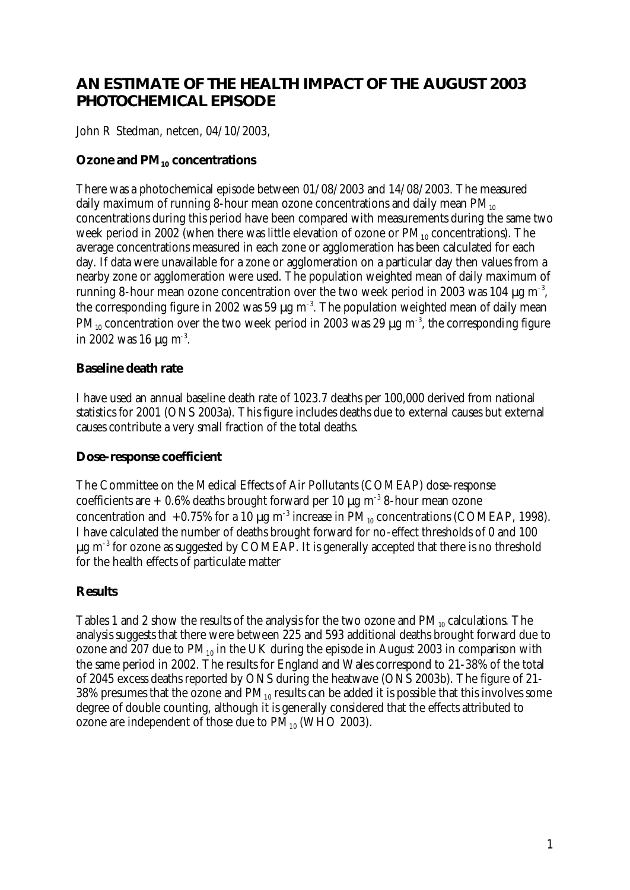# AN ESTIMATE OF THE HEALTH IMPACT OF THE AUGUST 2003 PHOTOCHEMICAL EPISODE

John R Stedman, netcen, 04/10/2003,

## Ozone and $PM_{10}$ concentrations

There was a photochemical episode between 01/08/2003 and 14/08/2003. The measured daily maximum of running 8-hour mean ozone concentrations and daily mean $PM_{10}$ concentrations during this period have been compared with measurements during the same two week period in 2002 (when there was little elevation of ozone or $PM_{10}$ concentrations). The average concentrations measured in each zone or agglomeration has been calculated for each day. If data were unavailable for a zone or agglomeration on a particular day then values from a nearby zone or agglomeration were used. The population weighted mean of daily maximum of running 8-hour mean ozone concentration over the two week period in 2003 was 104 $\mu g\ m^{-3}$, the corresponding figure in 2002 was 59 $\mu g\ m^{-3}$. The population weighted mean of daily mean $PM_{10}$ concentration over the two week period in 2003 was 29 $\mu g\ m^{-3}$, the corresponding figure in 2002 was 16 $\mu g\ m^{-3}$.

## Baseline death rate

I have used an annual baseline death rate of 1023.7 deaths per 100,000 derived from national statistics for 2001 (ONS 2003a). This figure includes deaths due to external causes but external causes contribute a very small fraction of the total deaths.

## Dose-response coefficient

The Committee on the Medical Effects of Air Pollutants (COMEAP) dose-response coefficients are + 0.6% deaths brought forward per 10 $\mu g\ m^{-3}$ 8-hour mean ozone concentration and +0.75% for a 10 $\mu g\ m^{-3}$ increase in $PM_{10}$ concentrations (COMEAP, 1998). I have calculated the number of deaths brought forward for no-effect thresholds of 0 and 100 $\mu g\ m^{-3}$ for ozone as suggested by COMEAP. It is generally accepted that there is no threshold for the health effects of particulate matter

## Results

Tables 1 and 2 show the results of the analysis for the two ozone and $PM_{10}$ calculations. The analysis suggests that there were between 225 and 593 additional deaths brought forward due to ozone and 207 due to $PM_{10}$ in the UK during the episode in August 2003 in comparison with the same period in 2002. The results for England and Wales correspond to 21-38% of the total of 2045 excess deaths reported by ONS during the heatwave (ONS 2003b). The figure of 21-38% presumes that the ozone and $PM_{10}$ results can be added it is possible that this involves some degree of double counting, although it is generally considered that the effects attributed to ozone are independent of those due to $PM_{10}$ (WHO 2003).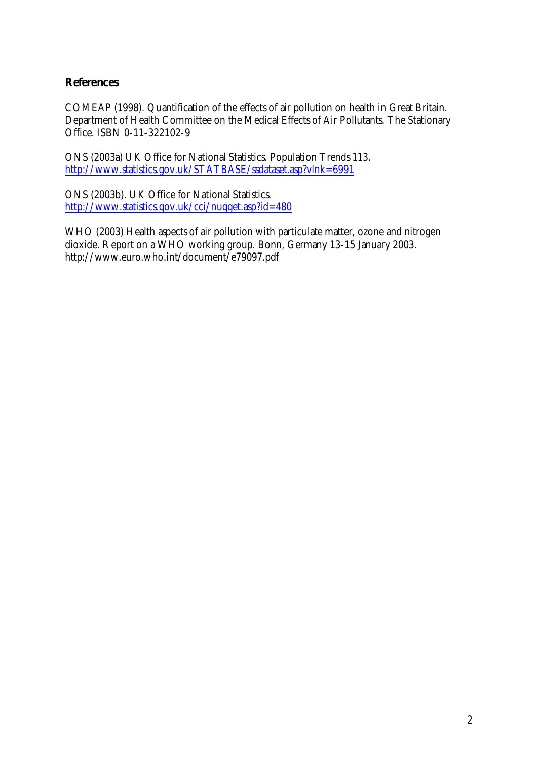**References**

COMEAP (1998). Quantification of the effects of air pollution on health in Great Britain. Department of Health Committee on the Medical Effects of Air Pollutants. The Stationary Office. ISBN 0-11-322102-9

ONS (2003a) UK Office for National Statistics. Population Trends 113. http://www.statistics.gov.uk/STATBASE/ssdataset.asp?vlnk=6991

ONS (2003b). UK Office for National Statistics. http://www.statistics.gov.uk/cci/nugget.asp?id=480

WHO (2003) Health aspects of air pollution with particulate matter, ozone and nitrogen dioxide. Report on a WHO working group. Bonn, Germany 13-15 January 2003. http://www.euro.who.int/document/e79097.pdf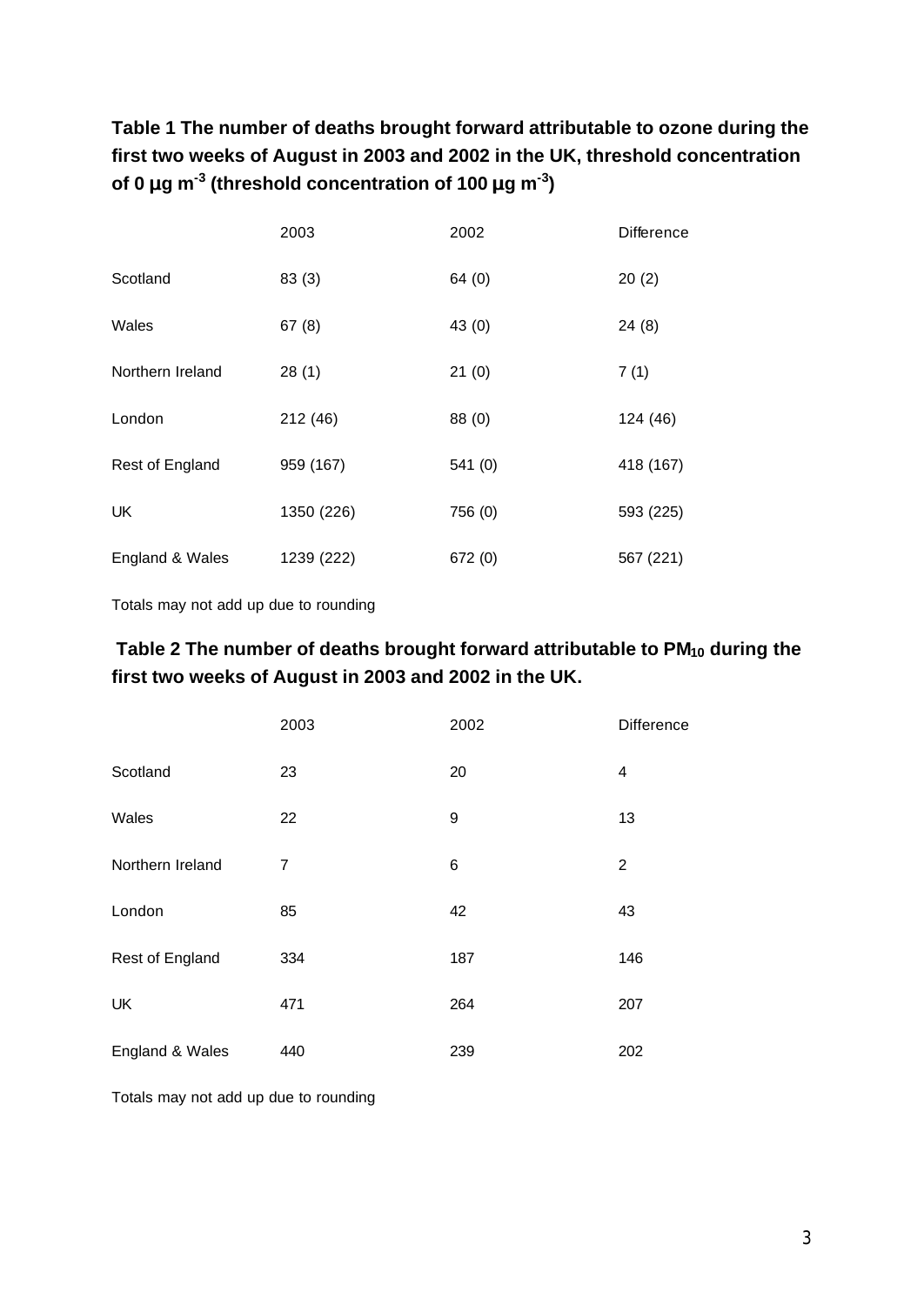**Table 1 The number of deaths brought forward attributable to ozone during the first two weeks of August in 2003 and 2002 in the UK, threshold concentration of 0 µg m$^{-3}$ (threshold concentration of 100 µg m$^{-3}$)**

| | 2003 | 2002 | Difference |
|---|---|---|---|
| Scotland | 83 (3) | 64 (0) | 20 (2) |
| Wales | 67 (8) | 43 (0) | 24 (8) |
| Northern Ireland | 28 (1) | 21 (0) | 7 (1) |
| London | 212 (46) | 88 (0) | 124 (46) |
| Rest of England | 959 (167) | 541 (0) | 418 (167) |
| UK | 1350 (226) | 756 (0) | 593 (225) |
| England & Wales | 1239 (222) | 672 (0) | 567 (221) |

Totals may not add up due to rounding

**Table 2 The number of deaths brought forward attributable to $PM_{10}$ during the first two weeks of August in 2003 and 2002 in the UK.**

| | 2003 | 2002 | Difference |
|---|---|---|---|
| Scotland | 23 | 20 | 4 |
| Wales | 22 | 9 | 13 |
| Northern Ireland | 7 | 6 | 2 |
| London | 85 | 42 | 43 |
| Rest of England | 334 | 187 | 146 |
| UK | 471 | 264 | 207 |
| England & Wales | 440 | 239 | 202 |

Totals may not add up due to rounding